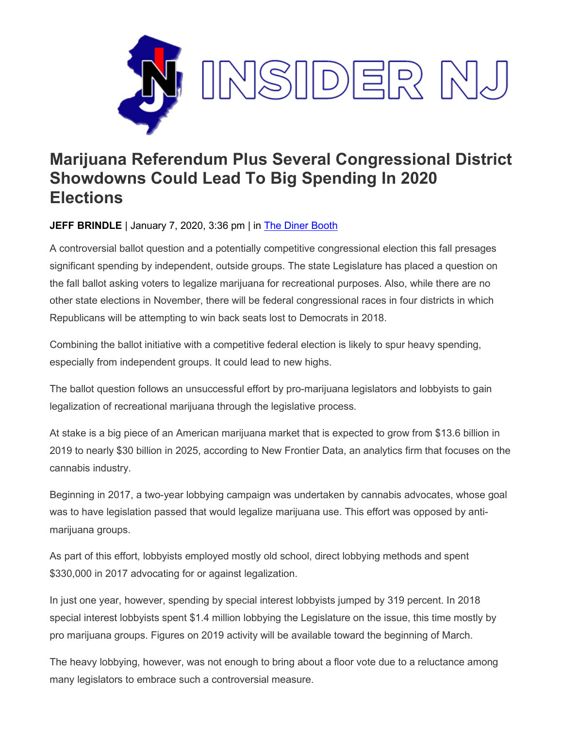# Marijuana Referendum Plus Several Congressional District Showdowns Could Lead To Big Spending In 2020 Elections

**JEFF BRINDLE** | January 7, 2020, 3:36 pm | in The Diner Booth

A controversial ballot question and a potentially competitive congressional election this fall presages significant spending by independent, outside groups. The state Legislature has placed a question on the fall ballot asking voters to legalize marijuana for recreational purposes. Also, while there are no other state elections in November, there will be federal congressional races in four districts in which Republicans will be attempting to win back seats lost to Democrats in 2018.

Combining the ballot initiative with a competitive federal election is likely to spur heavy spending, especially from independent groups. It could lead to new highs.

The ballot question follows an unsuccessful effort by pro-marijuana legislators and lobbyists to gain legalization of recreational marijuana through the legislative process.

At stake is a big piece of an American marijuana market that is expected to grow from $13.6 billion in 2019 to nearly $30 billion in 2025, according to New Frontier Data, an analytics firm that focuses on the cannabis industry.

Beginning in 2017, a two-year lobbying campaign was undertaken by cannabis advocates, whose goal was to have legislation passed that would legalize marijuana use. This effort was opposed by anti-marijuana groups.

As part of this effort, lobbyists employed mostly old school, direct lobbying methods and spent $330,000 in 2017 advocating for or against legalization.

In just one year, however, spending by special interest lobbyists jumped by 319 percent. In 2018 special interest lobbyists spent $1.4 million lobbying the Legislature on the issue, this time mostly by pro marijuana groups. Figures on 2019 activity will be available toward the beginning of March.

The heavy lobbying, however, was not enough to bring about a floor vote due to a reluctance among many legislators to embrace such a controversial measure.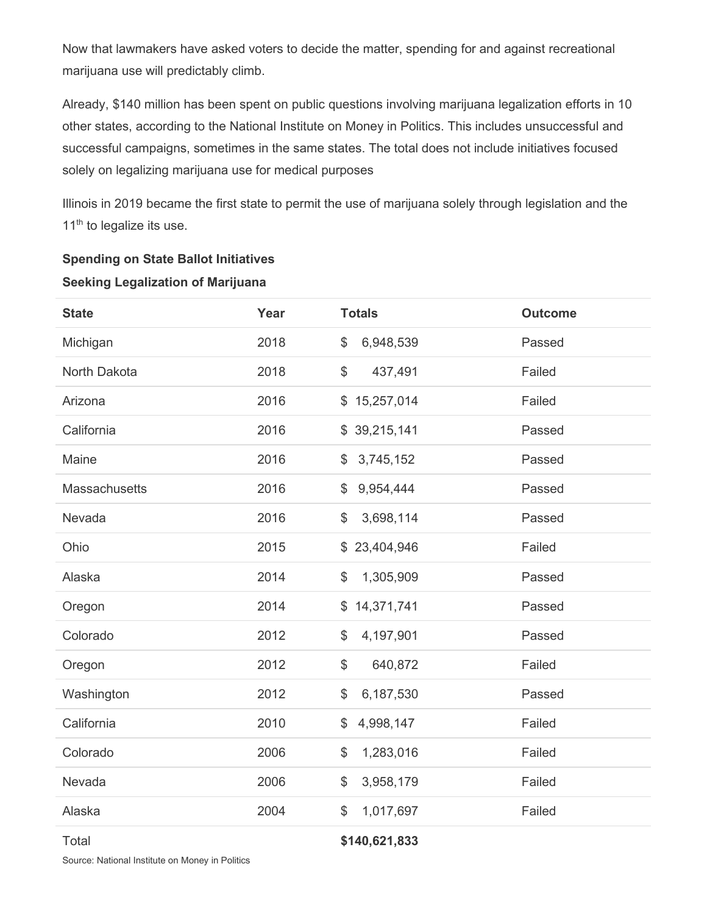Now that lawmakers have asked voters to decide the matter, spending for and against recreational marijuana use will predictably climb.

Already, $140 million has been spent on public questions involving marijuana legalization efforts in 10 other states, according to the National Institute on Money in Politics. This includes unsuccessful and successful campaigns, sometimes in the same states. The total does not include initiatives focused solely on legalizing marijuana use for medical purposes

Illinois in 2019 became the first state to permit the use of marijuana solely through legislation and the 11th to legalize its use.

**Spending on State Ballot Initiatives**

**Seeking Legalization of Marijuana**

| State | Year | Totals | Outcome |
|---|---|---|---|
| Michigan | 2018 | $ 6,948,539 | Passed |
| North Dakota | 2018 | $ 437,491 | Failed |
| Arizona | 2016 | $ 15,257,014 | Failed |
| California | 2016 | $ 39,215,141 | Passed |
| Maine | 2016 | $ 3,745,152 | Passed |
| Massachusetts | 2016 | $ 9,954,444 | Passed |
| Nevada | 2016 | $ 3,698,114 | Passed |
| Ohio | 2015 | $ 23,404,946 | Failed |
| Alaska | 2014 | $ 1,305,909 | Passed |
| Oregon | 2014 | $ 14,371,741 | Passed |
| Colorado | 2012 | $ 4,197,901 | Passed |
| Oregon | 2012 | $ 640,872 | Failed |
| Washington | 2012 | $ 6,187,530 | Passed |
| California | 2010 | $ 4,998,147 | Failed |
| Colorado | 2006 | $ 1,283,016 | Failed |
| Nevada | 2006 | $ 3,958,179 | Failed |
| Alaska | 2004 | $ 1,017,697 | Failed |
| Total | | **$140,621,833** | |

Source: National Institute on Money in Politics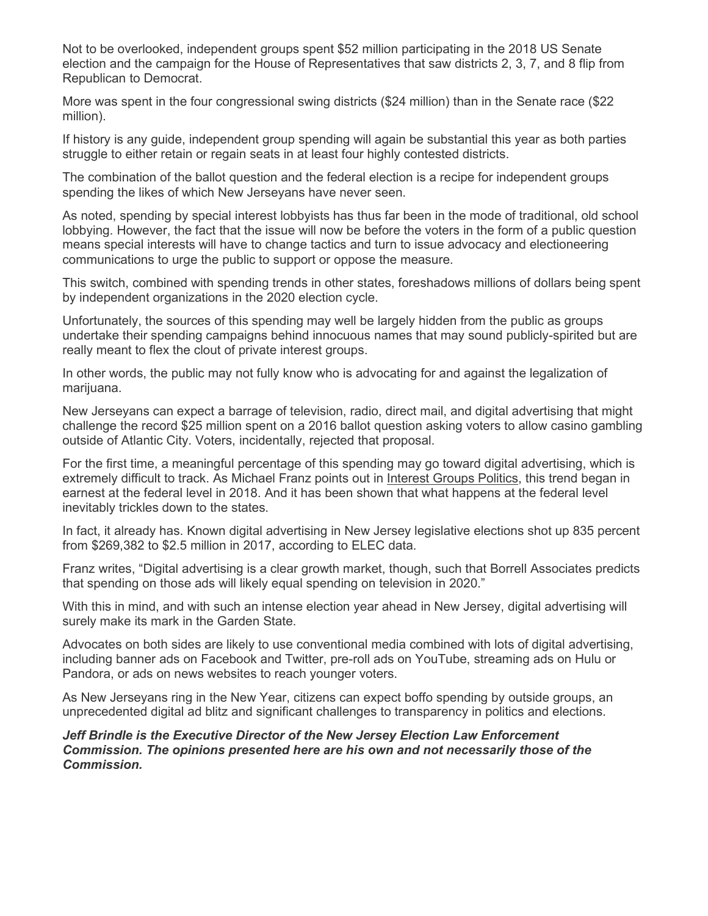Not to be overlooked, independent groups spent $52 million participating in the 2018 US Senate election and the campaign for the House of Representatives that saw districts 2, 3, 7, and 8 flip from Republican to Democrat.

More was spent in the four congressional swing districts ($24 million) than in the Senate race ($22 million).

If history is any guide, independent group spending will again be substantial this year as both parties struggle to either retain or regain seats in at least four highly contested districts.

The combination of the ballot question and the federal election is a recipe for independent groups spending the likes of which New Jerseyans have never seen.

As noted, spending by special interest lobbyists has thus far been in the mode of traditional, old school lobbying. However, the fact that the issue will now be before the voters in the form of a public question means special interests will have to change tactics and turn to issue advocacy and electioneering communications to urge the public to support or oppose the measure.

This switch, combined with spending trends in other states, foreshadows millions of dollars being spent by independent organizations in the 2020 election cycle.

Unfortunately, the sources of this spending may well be largely hidden from the public as groups undertake their spending campaigns behind innocuous names that may sound publicly-spirited but are really meant to flex the clout of private interest groups.

In other words, the public may not fully know who is advocating for and against the legalization of marijuana.

New Jerseyans can expect a barrage of television, radio, direct mail, and digital advertising that might challenge the record $25 million spent on a 2016 ballot question asking voters to allow casino gambling outside of Atlantic City. Voters, incidentally, rejected that proposal.

For the first time, a meaningful percentage of this spending may go toward digital advertising, which is extremely difficult to track. As Michael Franz points out in Interest Groups Politics, this trend began in earnest at the federal level in 2018. And it has been shown that what happens at the federal level inevitably trickles down to the states.

In fact, it already has. Known digital advertising in New Jersey legislative elections shot up 835 percent from $269,382 to $2.5 million in 2017, according to ELEC data.

Franz writes, "Digital advertising is a clear growth market, though, such that Borrell Associates predicts that spending on those ads will likely equal spending on television in 2020."

With this in mind, and with such an intense election year ahead in New Jersey, digital advertising will surely make its mark in the Garden State.

Advocates on both sides are likely to use conventional media combined with lots of digital advertising, including banner ads on Facebook and Twitter, pre-roll ads on YouTube, streaming ads on Hulu or Pandora, or ads on news websites to reach younger voters.

As New Jerseyans ring in the New Year, citizens can expect boffo spending by outside groups, an unprecedented digital ad blitz and significant challenges to transparency in politics and elections.

***Jeff Brindle is the Executive Director of the New Jersey Election Law Enforcement Commission. The opinions presented here are his own and not necessarily those of the Commission.***